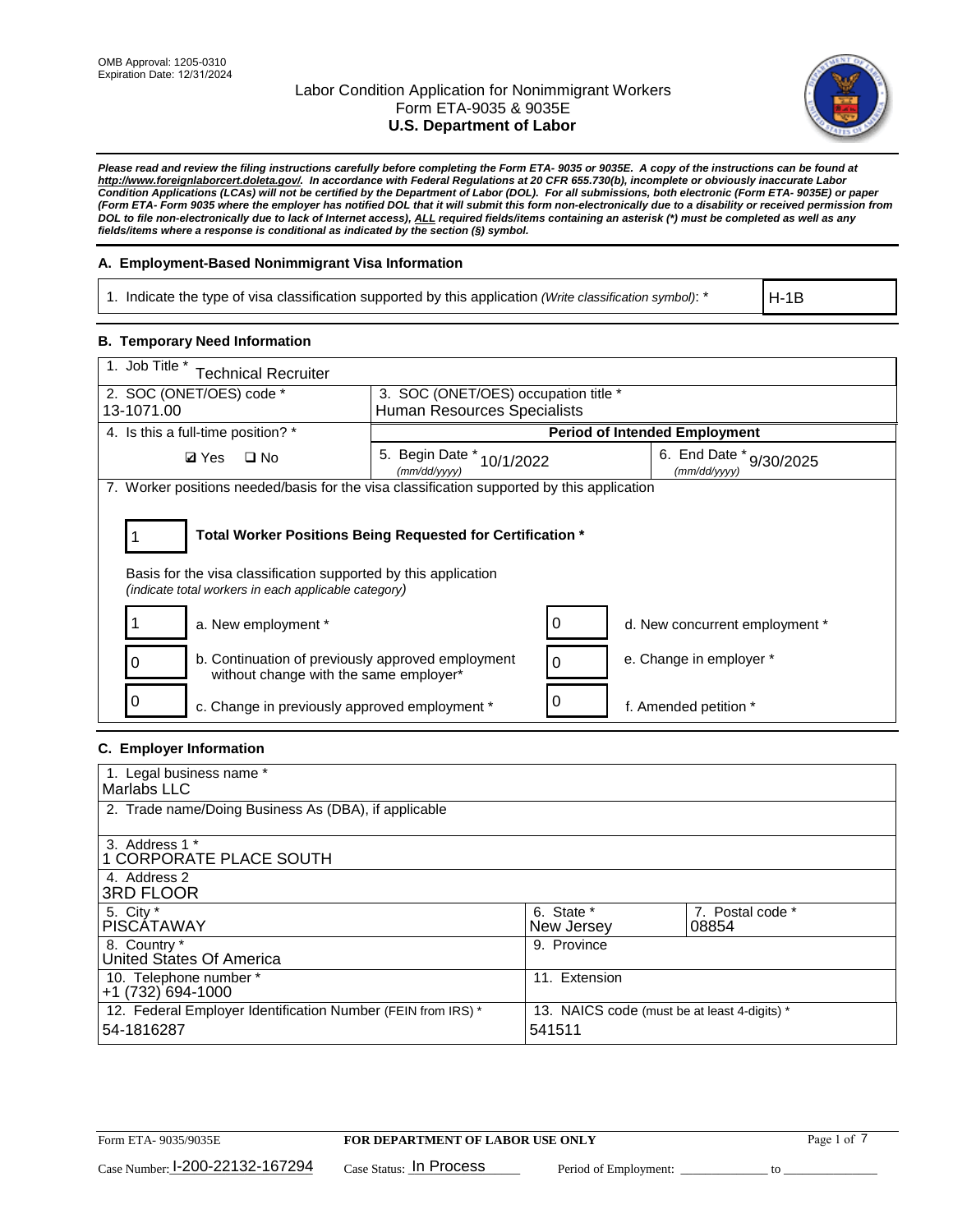OMB Approval: 1205-0310
Expiration Date: 12/31/2024

# Labor Condition Application for Nonimmigrant Workers
Form ETA-9035 & 9035E
**U.S. Department of Labor**

***Please read and review the filing instructions carefully before completing the Form ETA- 9035 or 9035E. A copy of the instructions can be found at http://www.foreignlaborcert.doleta.gov/. In accordance with Federal Regulations at 20 CFR 655.730(b), incomplete or obviously inaccurate Labor Condition Applications (LCAs) will not be certified by the Department of Labor (DOL). For all submissions, both electronic (Form ETA- 9035E) or paper (Form ETA- Form 9035 where the employer has notified DOL that it will submit this form non-electronically due to a disability or received permission from DOL to file non-electronically due to lack of Internet access), ALL required fields/items containing an asterisk (*) must be completed as well as any fields/items where a response is conditional as indicated by the section (§) symbol.***

### A. Employment-Based Nonimmigrant Visa Information

| | |
|---|---|
| 1. Indicate the type of visa classification supported by this application *(Write classification symbol)*: * | H-1B |

### B. Temporary Need Information

| | | |
|---|---|---|
| 1. Job Title * Technical Recruiter | | |
| 2. SOC (ONET/OES) code * 13-1071.00 | 3. SOC (ONET/OES) occupation title * Human Resources Specialists | |
| 4. Is this a full-time position? * | **Period of Intended Employment** | |
| ☑ Yes ☐ No | 5. Begin Date * (mm/dd/yyyy) 10/1/2022 | 6. End Date * (mm/dd/yyyy) 9/30/2025 |

7. Worker positions needed/basis for the visa classification supported by this application

1 **Total Worker Positions Being Requested for Certification ***

Basis for the visa classification supported by this application
*(indicate total workers in each applicable category)*

| | | | |
|---|---|---|---|
| 1 | a. New employment * | 0 | d. New concurrent employment * |
| 0 | b. Continuation of previously approved employment without change with the same employer* | 0 | e. Change in employer * |
| 0 | c. Change in previously approved employment * | 0 | f. Amended petition * |

### C. Employer Information

| | | |
|---|---|---|
| 1. Legal business name * Marlabs LLC | | |
| 2. Trade name/Doing Business As (DBA), if applicable | | |
| 3. Address 1 * 1 CORPORATE PLACE SOUTH | | |
| 4. Address 2 3RD FLOOR | | |
| 5. City * PISCATAWAY | 6. State * New Jersey | 7. Postal code * 08854 |
| 8. Country * United States Of America | 9. Province | |
| 10. Telephone number * +1 (732) 694-1000 | 11. Extension | |
| 12. Federal Employer Identification Number (FEIN from IRS) * 54-1816287 | 13. NAICS code (must be at least 4-digits) * 541511 | |

Form ETA- 9035/9035E — **FOR DEPARTMENT OF LABOR USE ONLY**

Case Number: I-200-22132-167294 Case Status: In Process Period of Employment: ______________ to ______________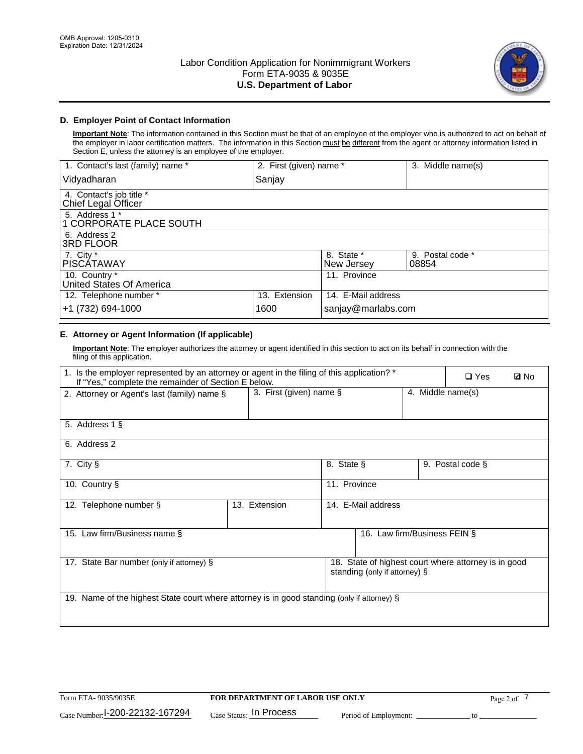OMB Approval: 1205-0310
Expiration Date: 12/31/2024

# Labor Condition Application for Nonimmigrant Workers
## Form ETA-9035 & 9035E
## U.S. Department of Labor

### D. Employer Point of Contact Information

**Important Note**: The information contained in this Section must be that of an employee of the employer who is authorized to act on behalf of the employer in labor certification matters. The information in this Section must be different from the agent or attorney information listed in Section E, unless the attorney is an employee of the employer.

| | | |
|---|---|---|
| 1. Contact's last (family) name * Vidyadharan | 2. First (given) name * Sanjay | 3. Middle name(s) |
| 4. Contact's job title * Chief Legal Officer | | |
| 5. Address 1 * 1 CORPORATE PLACE SOUTH | | |
| 6. Address 2 3RD FLOOR | | |
| 7. City * PISCATAWAY | 8. State * New Jersey | 9. Postal code * 08854 |
| 10. Country * United States Of America | 11. Province | |
| 12. Telephone number * +1 (732) 694-1000 | 13. Extension 1600 | 14. E-Mail address sanjay@marlabs.com |

### E. Attorney or Agent Information (If applicable)

**Important Note**: The employer authorizes the attorney or agent identified in this section to act on its behalf in connection with the filing of this application.

| | | |
|---|---|---|
| 1. Is the employer represented by an attorney or agent in the filing of this application? * If "Yes," complete the remainder of Section E below. | ❑ Yes | ☑ No |
| 2. Attorney or Agent's last (family) name § | 3. First (given) name § | 4. Middle name(s) |
| 5. Address 1 § | | |
| 6. Address 2 | | |
| 7. City § | 8. State § | 9. Postal code § |
| 10. Country § | 11. Province | |
| 12. Telephone number § | 13. Extension | 14. E-Mail address |
| 15. Law firm/Business name § | 16. Law firm/Business FEIN § | |
| 17. State Bar number (only if attorney) § | 18. State of highest court where attorney is in good standing (only if attorney) § | |
| 19. Name of the highest State court where attorney is in good standing (only if attorney) § | | |

Form ETA- 9035/9035E | FOR DEPARTMENT OF LABOR USE ONLY

Case Number: I-200-22132-167294 Case Status: In Process Period of Employment: _____________ to _____________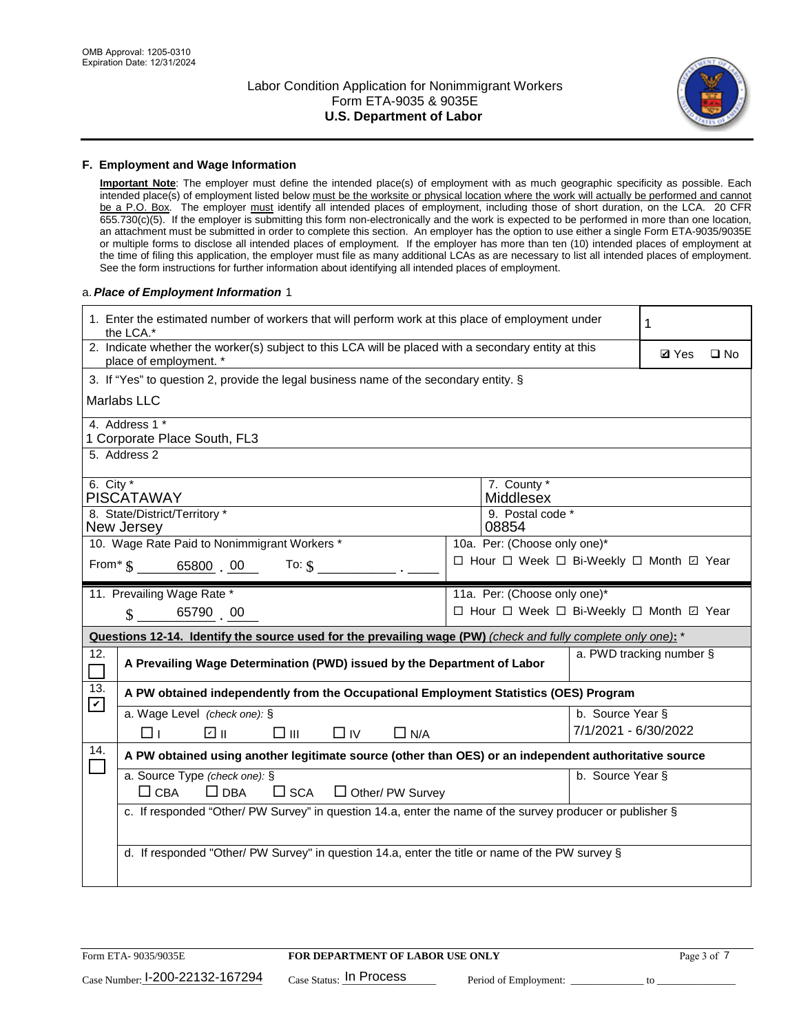OMB Approval: 1205-0310
Expiration Date: 12/31/2024

# Labor Condition Application for Nonimmigrant Workers
## Form ETA-9035 & 9035E
## U.S. Department of Labor

### F. Employment and Wage Information

**Important Note**: The employer must define the intended place(s) of employment with as much geographic specificity as possible. Each intended place(s) of employment listed below must be the worksite or physical location where the work will actually be performed and cannot be a P.O. Box. The employer must identify all intended places of employment, including those of short duration, on the LCA. 20 CFR 655.730(c)(5). If the employer is submitting this form non-electronically and the work is expected to be performed in more than one location, an attachment must be submitted in order to complete this section. An employer has the option to use either a single Form ETA-9035/9035E or multiple forms to disclose all intended places of employment. If the employer has more than ten (10) intended places of employment at the time of filing this application, the employer must file as many additional LCAs as are necessary to list all intended places of employment. See the form instructions for further information about identifying all intended places of employment.

a. *Place of Employment Information* 1

| | |
|---|---|
| 1. Enter the estimated number of workers that will perform work at this place of employment under the LCA.* | 1 |
| 2. Indicate whether the worker(s) subject to this LCA will be placed with a secondary entity at this place of employment. * | ☑ Yes ☐ No |
| 3. If "Yes" to question 2, provide the legal business name of the secondary entity. § Marlabs LLC | |
| 4. Address 1 * 1 Corporate Place South, FL3 | |
| 5. Address 2 | |
| 6. City * PISCATAWAY | 7. County * Middlesex |
| 8. State/District/Territory * New Jersey | 9. Postal code * 08854 |
| 10. Wage Rate Paid to Nonimmigrant Workers * From* $ 65800 . 00 To: $ _____ . ____ | 10a. Per: (Choose only one)* ☐ Hour ☐ Week ☐ Bi-Weekly ☐ Month ☑ Year |
| 11. Prevailing Wage Rate * $ 65790 . 00 | 11a. Per: (Choose only one)* ☐ Hour ☐ Week ☐ Bi-Weekly ☐ Month ☑ Year |

**Questions 12-14. Identify the source used for the prevailing wage (PW)** *(check and fully complete only one):* *

| | | |
|---|---|---|
| 12. ☐ | **A Prevailing Wage Determination (PWD) issued by the Department of Labor** | a. PWD tracking number § |
| 13. ☑ | **A PW obtained independently from the Occupational Employment Statistics (OES) Program** | |
| | a. Wage Level *(check one):* § ☐ I ☑ II ☐ III ☐ IV ☐ N/A | b. Source Year § 7/1/2021 - 6/30/2022 |
| 14. ☐ | **A PW obtained using another legitimate source (other than OES) or an independent authoritative source** | |
| | a. Source Type *(check one):* § ☐ CBA ☐ DBA ☐ SCA ☐ Other/ PW Survey | b. Source Year § |
| | c. If responded "Other/ PW Survey" in question 14.a, enter the name of the survey producer or publisher § | |
| | d. If responded "Other/ PW Survey" in question 14.a, enter the title or name of the PW survey § | |

Form ETA- 9035/9035E | **FOR DEPARTMENT OF LABOR USE ONLY**
Case Number: I-200-22132-167294 Case Status: In Process Period of Employment: _____________ to _______________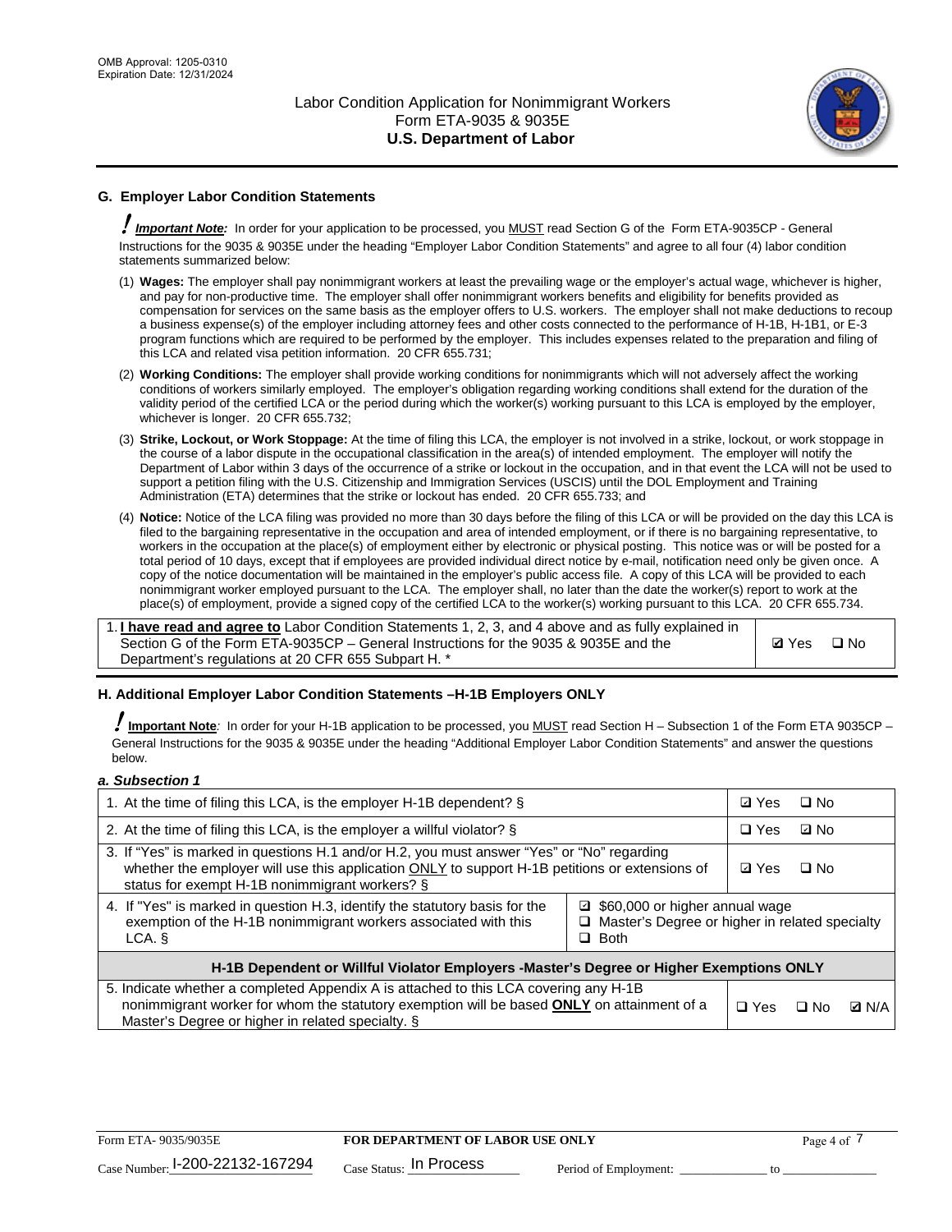## G. Employer Labor Condition Statements

! ***Important Note:*** In order for your application to be processed, you MUST read Section G of the Form ETA-9035CP - General Instructions for the 9035 & 9035E under the heading "Employer Labor Condition Statements" and agree to all four (4) labor condition statements summarized below:

(1) **Wages:** The employer shall pay nonimmigrant workers at least the prevailing wage or the employer's actual wage, whichever is higher, and pay for non-productive time. The employer shall offer nonimmigrant workers benefits and eligibility for benefits provided as compensation for services on the same basis as the employer offers to U.S. workers. The employer shall not make deductions to recoup a business expense(s) of the employer including attorney fees and other costs connected to the performance of H-1B, H-1B1, or E-3 program functions which are required to be performed by the employer. This includes expenses related to the preparation and filing of this LCA and related visa petition information. 20 CFR 655.731;

(2) **Working Conditions:** The employer shall provide working conditions for nonimmigrants which will not adversely affect the working conditions of workers similarly employed. The employer's obligation regarding working conditions shall extend for the duration of the validity period of the certified LCA or the period during which the worker(s) working pursuant to this LCA is employed by the employer, whichever is longer. 20 CFR 655.732;

(3) **Strike, Lockout, or Work Stoppage:** At the time of filing this LCA, the employer is not involved in a strike, lockout, or work stoppage in the course of a labor dispute in the occupational classification in the area(s) of intended employment. The employer will notify the Department of Labor within 3 days of the occurrence of a strike or lockout in the occupation, and in that event the LCA will not be used to support a petition filing with the U.S. Citizenship and Immigration Services (USCIS) until the DOL Employment and Training Administration (ETA) determines that the strike or lockout has ended. 20 CFR 655.733; and

(4) **Notice:** Notice of the LCA filing was provided no more than 30 days before the filing of this LCA or will be provided on the day this LCA is filed to the bargaining representative in the occupation and area of intended employment, or if there is no bargaining representative, to workers in the occupation at the place(s) of employment either by electronic or physical posting. This notice was or will be posted for a total period of 10 days, except that if employees are provided individual direct notice by e-mail, notification need only be given once. A copy of the notice documentation will be maintained in the employer's public access file. A copy of this LCA will be provided to each nonimmigrant worker employed pursuant to the LCA. The employer shall, no later than the date the worker(s) report to work at the place(s) of employment, provide a signed copy of the certified LCA to the worker(s) working pursuant to this LCA. 20 CFR 655.734.

| | |
|---|---|
| 1. **I have read and agree to** Labor Condition Statements 1, 2, 3, and 4 above and as fully explained in Section G of the Form ETA-9035CP – General Instructions for the 9035 & 9035E and the Department's regulations at 20 CFR 655 Subpart H. * | ☑ Yes ☐ No |

## H. Additional Employer Labor Condition Statements –H-1B Employers ONLY

! **Important Note**: In order for your H-1B application to be processed, you MUST read Section H – Subsection 1 of the Form ETA 9035CP – General Instructions for the 9035 & 9035E under the heading "Additional Employer Labor Condition Statements" and answer the questions below.

***a. Subsection 1***

| | |
|---|---|
| 1. At the time of filing this LCA, is the employer H-1B dependent? § | ☑ Yes ☐ No |
| 2. At the time of filing this LCA, is the employer a willful violator? § | ☐ Yes ☑ No |
| 3. If "Yes" is marked in questions H.1 and/or H.2, you must answer "Yes" or "No" regarding whether the employer will use this application ONLY to support H-1B petitions or extensions of status for exempt H-1B nonimmigrant workers? § | ☑ Yes ☐ No |
| 4. If "Yes" is marked in question H.3, identify the statutory basis for the exemption of the H-1B nonimmigrant workers associated with this LCA. § | ☑ $60,000 or higher annual wage ☐ Master's Degree or higher in related specialty ☐ Both |
| **H-1B Dependent or Willful Violator Employers -Master's Degree or Higher Exemptions ONLY** | |
| 5. Indicate whether a completed Appendix A is attached to this LCA covering any H-1B nonimmigrant worker for whom the statutory exemption will be based **ONLY** on attainment of a Master's Degree or higher in related specialty. § | ☐ Yes ☐ No ☑ N/A |

Case Number: I-200-22132-167294 Case Status: In Process Period of Employment: _____________ to _____________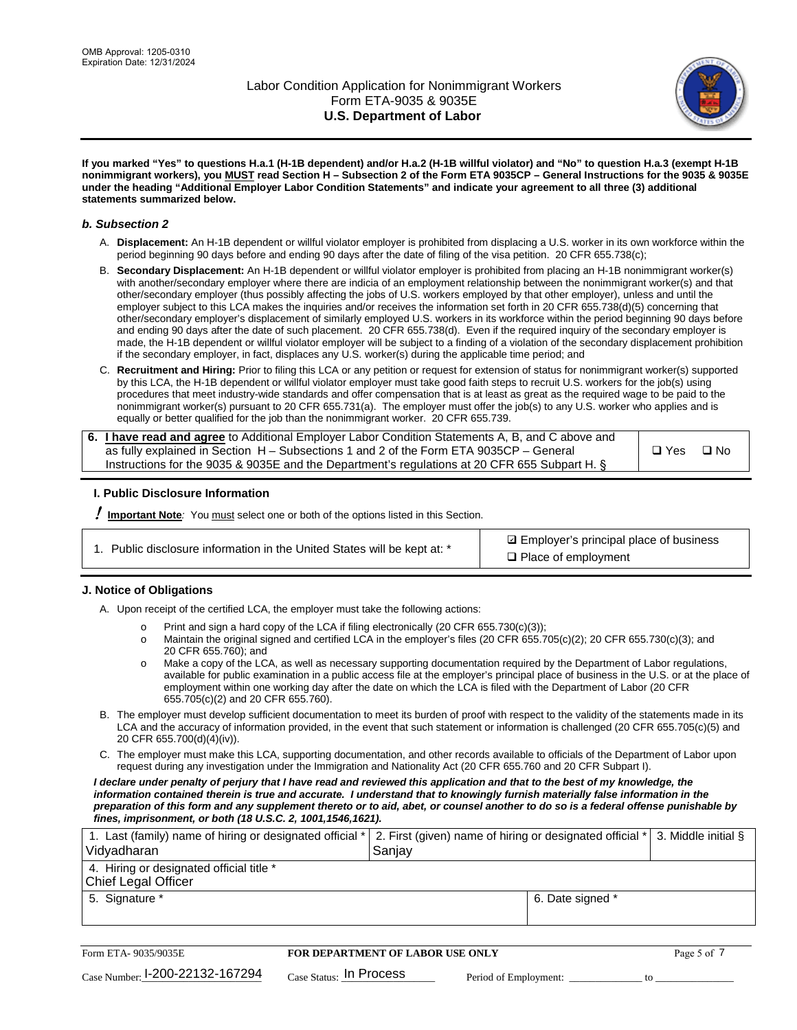**If you marked "Yes" to questions H.a.1 (H-1B dependent) and/or H.a.2 (H-1B willful violator) and "No" to question H.a.3 (exempt H-1B nonimmigrant workers), you MUST read Section H – Subsection 2 of the Form ETA 9035CP – General Instructions for the 9035 & 9035E under the heading "Additional Employer Labor Condition Statements" and indicate your agreement to all three (3) additional statements summarized below.**

### *b. Subsection 2*

A. **Displacement:** An H-1B dependent or willful violator employer is prohibited from displacing a U.S. worker in its own workforce within the period beginning 90 days before and ending 90 days after the date of filing of the visa petition. 20 CFR 655.738(c);

B. **Secondary Displacement:** An H-1B dependent or willful violator employer is prohibited from placing an H-1B nonimmigrant worker(s) with another/secondary employer where there are indicia of an employment relationship between the nonimmigrant worker(s) and that other/secondary employer (thus possibly affecting the jobs of U.S. workers employed by that other employer), unless and until the employer subject to this LCA makes the inquiries and/or receives the information set forth in 20 CFR 655.738(d)(5) concerning that other/secondary employer's displacement of similarly employed U.S. workers in its workforce within the period beginning 90 days before and ending 90 days after the date of such placement. 20 CFR 655.738(d). Even if the required inquiry of the secondary employer is made, the H-1B dependent or willful violator employer will be subject to a finding of a violation of the secondary displacement prohibition if the secondary employer, in fact, displaces any U.S. worker(s) during the applicable time period; and

C. **Recruitment and Hiring:** Prior to filing this LCA or any petition or request for extension of status for nonimmigrant worker(s) supported by this LCA, the H-1B dependent or willful violator employer must take good faith steps to recruit U.S. workers for the job(s) using procedures that meet industry-wide standards and offer compensation that is at least as great as the required wage to be paid to the nonimmigrant worker(s) pursuant to 20 CFR 655.731(a). The employer must offer the job(s) to any U.S. worker who applies and is equally or better qualified for the job than the nonimmigrant worker. 20 CFR 655.739.

| | |
|---|---|
| 6. **I have read and agree** to Additional Employer Labor Condition Statements A, B, and C above and as fully explained in Section H – Subsections 1 and 2 of the Form ETA 9035CP – General Instructions for the 9035 & 9035E and the Department's regulations at 20 CFR 655 Subpart H. § | ❑ Yes ❑ No |

## I. Public Disclosure Information

**! Important Note***:* You must select one or both of the options listed in this Section.

| | |
|---|---|
| 1. Public disclosure information in the United States will be kept at: * | ☑ Employer's principal place of business<br>❑ Place of employment |

## J. Notice of Obligations

A. Upon receipt of the certified LCA, the employer must take the following actions:

- Print and sign a hard copy of the LCA if filing electronically (20 CFR 655.730(c)(3));
- Maintain the original signed and certified LCA in the employer's files (20 CFR 655.705(c)(2); 20 CFR 655.730(c)(3); and 20 CFR 655.760); and
- Make a copy of the LCA, as well as necessary supporting documentation required by the Department of Labor regulations, available for public examination in a public access file at the employer's principal place of business in the U.S. or at the place of employment within one working day after the date on which the LCA is filed with the Department of Labor (20 CFR 655.705(c)(2) and 20 CFR 655.760).

B. The employer must develop sufficient documentation to meet its burden of proof with respect to the validity of the statements made in its LCA and the accuracy of information provided, in the event that such statement or information is challenged (20 CFR 655.705(c)(5) and 20 CFR 655.700(d)(4)(iv)).

C. The employer must make this LCA, supporting documentation, and other records available to officials of the Department of Labor upon request during any investigation under the Immigration and Nationality Act (20 CFR 655.760 and 20 CFR Subpart I).

***I declare under penalty of perjury that I have read and reviewed this application and that to the best of my knowledge, the information contained therein is true and accurate. I understand that to knowingly furnish materially false information in the preparation of this form and any supplement thereto or to aid, abet, or counsel another to do so is a federal offense punishable by fines, imprisonment, or both (18 U.S.C. 2, 1001,1546,1621).***

| | | |
|---|---|---|
| 1. Last (family) name of hiring or designated official *<br>Vidyadharan | 2. First (given) name of hiring or designated official *<br>Sanjay | 3. Middle initial § |
| 4. Hiring or designated official title *<br>Chief Legal Officer | | |
| 5. Signature * | 6. Date signed * | |

Form ETA- 9035/9035E | **FOR DEPARTMENT OF LABOR USE ONLY**

Case Number: I-200-22132-167294 Case Status: In Process Period of Employment: _____________ to _____________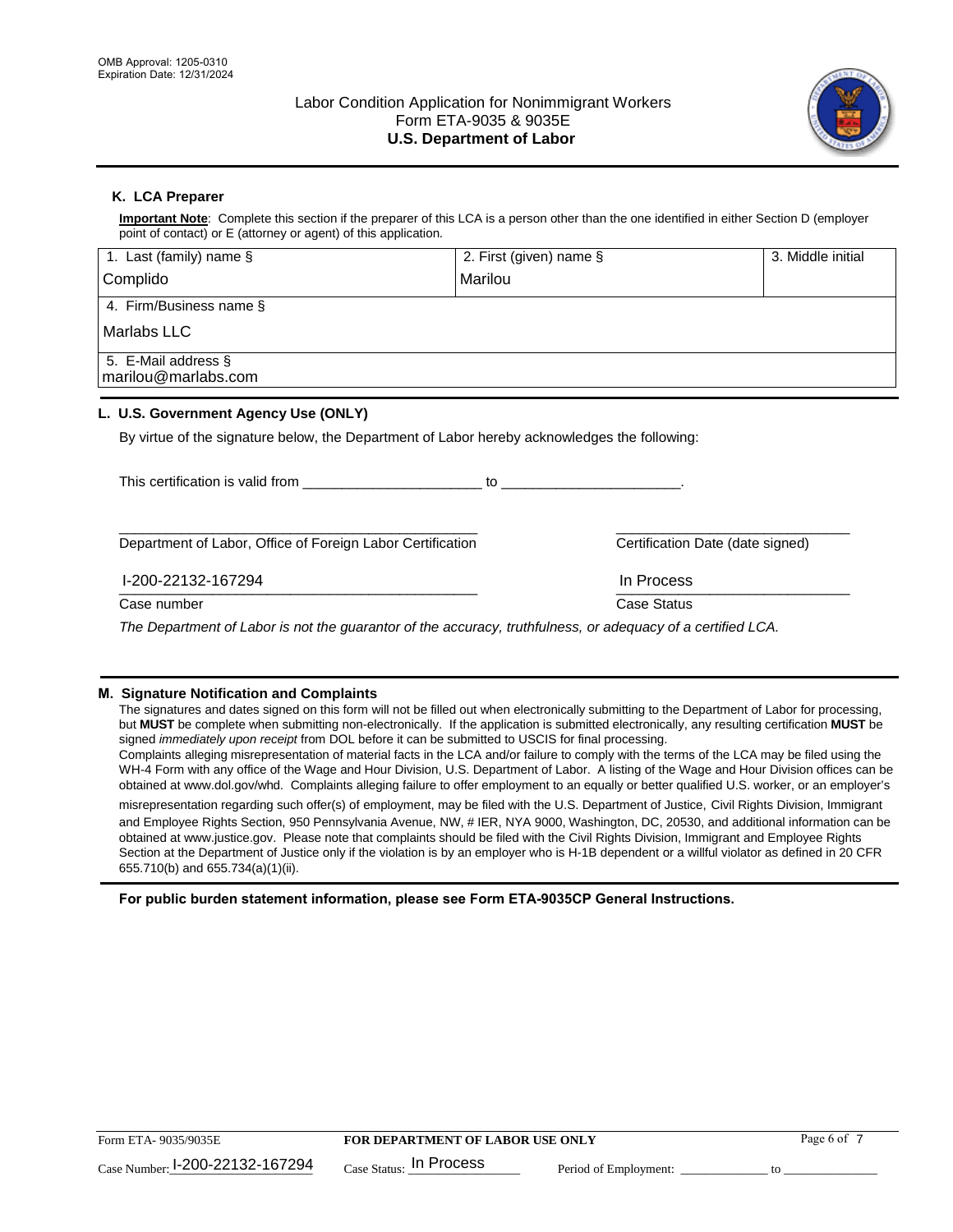OMB Approval: 1205-0310
Expiration Date: 12/31/2024

Labor Condition Application for Nonimmigrant Workers
Form ETA-9035 & 9035E
**U.S. Department of Labor**

### K. LCA Preparer

**Important Note**: Complete this section if the preparer of this LCA is a person other than the one identified in either Section D (employer point of contact) or E (attorney or agent) of this application.

| 1. Last (family) name § | 2. First (given) name § | 3. Middle initial |
|---|---|---|
| Complido | Marilou | |
| 4. Firm/Business name § | | |
| Marlabs LLC | | |
| 5. E-Mail address § | | |
| marilou@marlabs.com | | |

### L. U.S. Government Agency Use (ONLY)

By virtue of the signature below, the Department of Labor hereby acknowledges the following:

This certification is valid from ______________________ to ______________________.

Department of Labor, Office of Foreign Labor Certification

Certification Date (date signed)

I-200-22132-167294
Case number

In Process
Case Status

*The Department of Labor is not the guarantor of the accuracy, truthfulness, or adequacy of a certified LCA.*

### M. Signature Notification and Complaints

The signatures and dates signed on this form will not be filled out when electronically submitting to the Department of Labor for processing, but **MUST** be complete when submitting non-electronically. If the application is submitted electronically, any resulting certification **MUST** be signed *immediately upon receipt* from DOL before it can be submitted to USCIS for final processing.

Complaints alleging misrepresentation of material facts in the LCA and/or failure to comply with the terms of the LCA may be filed using the WH-4 Form with any office of the Wage and Hour Division, U.S. Department of Labor. A listing of the Wage and Hour Division offices can be obtained at www.dol.gov/whd. Complaints alleging failure to offer employment to an equally or better qualified U.S. worker, or an employer's misrepresentation regarding such offer(s) of employment, may be filed with the U.S. Department of Justice, Civil Rights Division, Immigrant and Employee Rights Section, 950 Pennsylvania Avenue, NW, # IER, NYA 9000, Washington, DC, 20530, and additional information can be obtained at www.justice.gov. Please note that complaints should be filed with the Civil Rights Division, Immigrant and Employee Rights Section at the Department of Justice only if the violation is by an employer who is H-1B dependent or a willful violator as defined in 20 CFR 655.710(b) and 655.734(a)(1)(ii).

**For public burden statement information, please see Form ETA-9035CP General Instructions.**

Form ETA- 9035/9035E | **FOR DEPARTMENT OF LABOR USE ONLY**

Case Number: I-200-22132-167294 | Case Status: In Process | Period of Employment: ____________ to ______________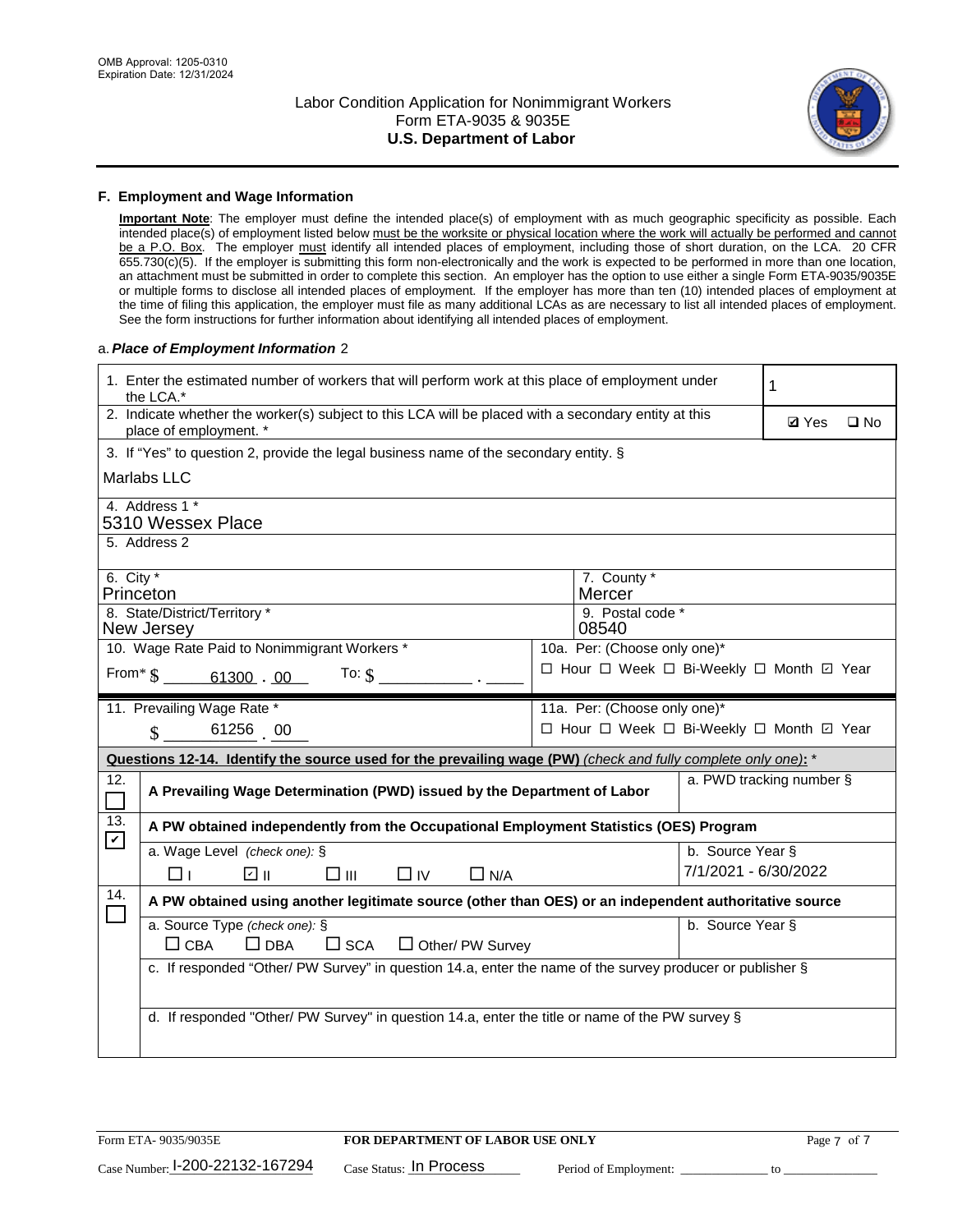OMB Approval: 1205-0310
Expiration Date: 12/31/2024

# Labor Condition Application for Nonimmigrant Workers
## Form ETA-9035 & 9035E
## U.S. Department of Labor

### F. Employment and Wage Information

**Important Note**: The employer must define the intended place(s) of employment with as much geographic specificity as possible. Each intended place(s) of employment listed below must be the worksite or physical location where the work will actually be performed and cannot be a P.O. Box. The employer must identify all intended places of employment, including those of short duration, on the LCA. 20 CFR 655.730(c)(5). If the employer is submitting this form non-electronically and the work is expected to be performed in more than one location, an attachment must be submitted in order to complete this section. An employer has the option to use either a single Form ETA-9035/9035E or multiple forms to disclose all intended places of employment. If the employer has more than ten (10) intended places of employment at the time of filing this application, the employer must file as many additional LCAs as are necessary to list all intended places of employment. See the form instructions for further information about identifying all intended places of employment.

a. ***Place of Employment Information*** 2

| | |
|---|---|
| 1. Enter the estimated number of workers that will perform work at this place of employment under the LCA.* | 1 |
| 2. Indicate whether the worker(s) subject to this LCA will be placed with a secondary entity at this place of employment. * | ☑ Yes ☐ No |
| 3. If "Yes" to question 2, provide the legal business name of the secondary entity. § Marlabs LLC | |
| 4. Address 1 * 5310 Wessex Place | |
| 5. Address 2 | |
| 6. City * Princeton | 7. County * Mercer |
| 8. State/District/Territory * New Jersey | 9. Postal code * 08540 |
| 10. Wage Rate Paid to Nonimmigrant Workers * From* $ 61300 . 00 To: $ ______ . ____ | 10a. Per: (Choose only one)* ☐ Hour ☐ Week ☐ Bi-Weekly ☐ Month ☑ Year |
| 11. Prevailing Wage Rate * $ 61256 . 00 | 11a. Per: (Choose only one)* ☐ Hour ☐ Week ☐ Bi-Weekly ☐ Month ☑ Year |

**Questions 12-14. Identify the source used for the prevailing wage (PW)** *(check and fully complete only one)*: *

| | | |
|---|---|---|
| 12. ☐ | **A Prevailing Wage Determination (PWD) issued by the Department of Labor** | a. PWD tracking number § |
| 13. ☑ | **A PW obtained independently from the Occupational Employment Statistics (OES) Program** | |
| | a. Wage Level *(check one):* § ☐ I ☑ II ☐ III ☐ IV ☐ N/A | b. Source Year § 7/1/2021 - 6/30/2022 |
| 14. ☐ | **A PW obtained using another legitimate source (other than OES) or an independent authoritative source** | |
| | a. Source Type *(check one):* § ☐ CBA ☐ DBA ☐ SCA ☐ Other/ PW Survey | b. Source Year § |
| | c. If responded "Other/ PW Survey" in question 14.a, enter the name of the survey producer or publisher § | |
| | d. If responded "Other/ PW Survey" in question 14.a, enter the title or name of the PW survey § | |

Form ETA- 9035/9035E **FOR DEPARTMENT OF LABOR USE ONLY**

Case Number: I-200-22132-167294 Case Status: In Process Period of Employment: ____________ to ____________